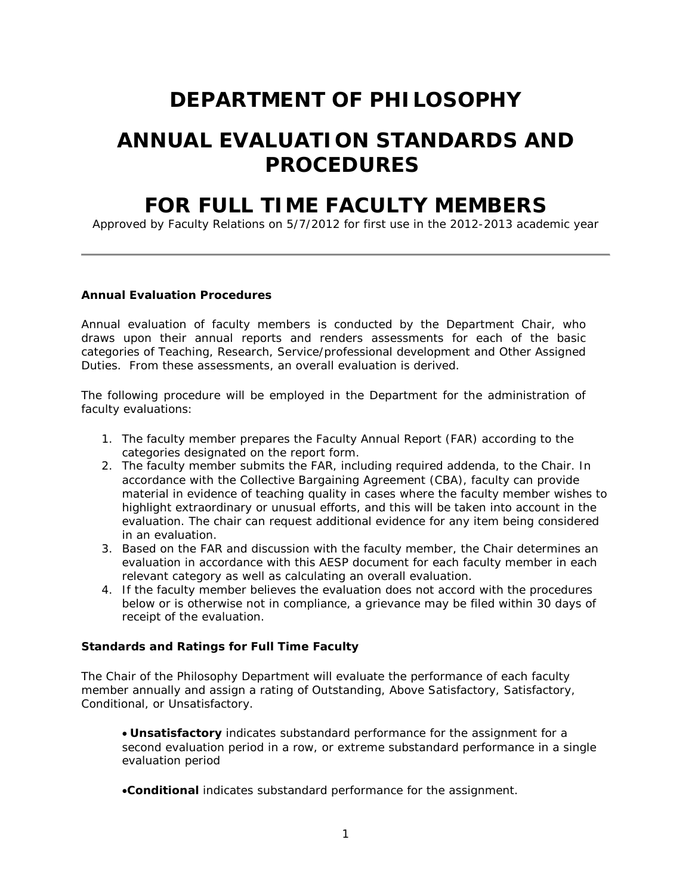# DEPARTMENT OF PHILOSOPHY

# ANNUAL EVALUATION STANDARDS AND PROCEDURES

# FOR FULL TIME FACULTY MEMBERS

Approved by Faculty Relations on 5/7/2012 for first use in the 2012-2013 academic year

---

**Annual Evaluation Procedures**

Annual evaluation of faculty members is conducted by the Department Chair, who draws upon their annual reports and renders assessments for each of the basic categories of Teaching, Research, Service/professional development and Other Assigned Duties. From these assessments, an overall evaluation is derived.

The following procedure will be employed in the Department for the administration of faculty evaluations:

1. The faculty member prepares the Faculty Annual Report (FAR) according to the categories designated on the report form.
2. The faculty member submits the FAR, including required addenda, to the Chair. In accordance with the Collective Bargaining Agreement (CBA), faculty can provide material in evidence of teaching quality in cases where the faculty member wishes to highlight extraordinary or unusual efforts, and this will be taken into account in the evaluation. The chair can request additional evidence for any item being considered in an evaluation.
3. Based on the FAR and discussion with the faculty member, the Chair determines an evaluation in accordance with this AESP document for each faculty member in each relevant category as well as calculating an overall evaluation.
4. If the faculty member believes the evaluation does not accord with the procedures below or is otherwise not in compliance, a grievance may be filed within 30 days of receipt of the evaluation.

**Standards and Ratings for Full Time Faculty**

The Chair of the Philosophy Department will evaluate the performance of each faculty member annually and assign a rating of Outstanding, Above Satisfactory, Satisfactory, Conditional, or Unsatisfactory.

- **Unsatisfactory** indicates substandard performance for the assignment for a second evaluation period in a row, or extreme substandard performance in a single evaluation period

- **Conditional** indicates substandard performance for the assignment.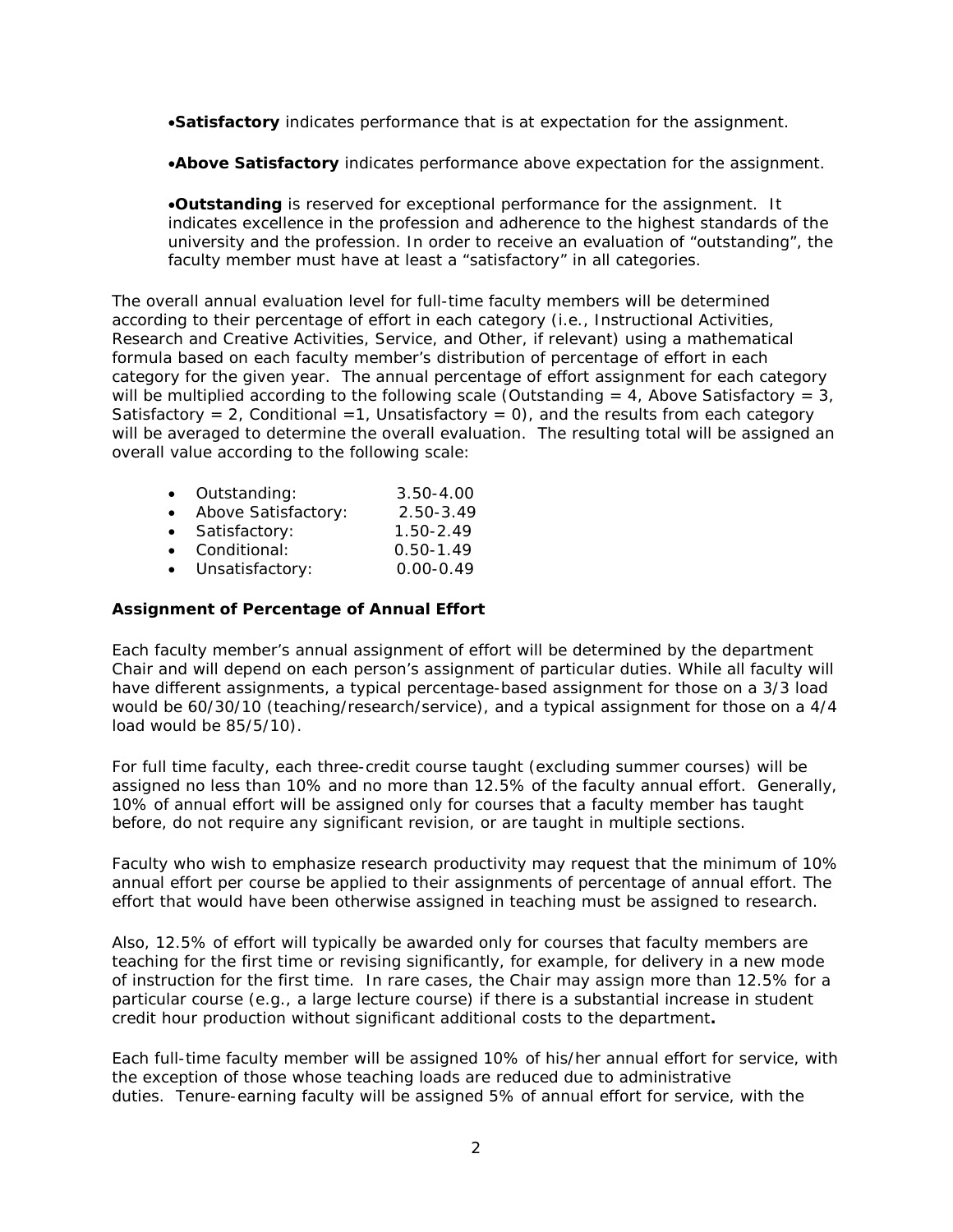- **Satisfactory** indicates performance that is at expectation for the assignment.

- **Above Satisfactory** indicates performance above expectation for the assignment.

- **Outstanding** is reserved for exceptional performance for the assignment. It indicates excellence in the profession and adherence to the highest standards of the university and the profession. In order to receive an evaluation of "outstanding", the faculty member must have at least a "satisfactory" in all categories.

The overall annual evaluation level for full-time faculty members will be determined according to their percentage of effort in each category (i.e., Instructional Activities, Research and Creative Activities, Service, and Other, if relevant) using a mathematical formula based on each faculty member's distribution of percentage of effort in each category for the given year. The annual percentage of effort assignment for each category will be multiplied according to the following scale (Outstanding = 4, Above Satisfactory = 3, Satisfactory = 2, Conditional =1, Unsatisfactory = 0), and the results from each category will be averaged to determine the overall evaluation. The resulting total will be assigned an overall value according to the following scale:

- Outstanding: 3.50-4.00
- Above Satisfactory: 2.50-3.49
- Satisfactory: 1.50-2.49
- Conditional: 0.50-1.49
- Unsatisfactory: 0.00-0.49

**Assignment of Percentage of Annual Effort**

Each faculty member's annual assignment of effort will be determined by the department Chair and will depend on each person's assignment of particular duties. While all faculty will have different assignments, a typical percentage-based assignment for those on a 3/3 load would be 60/30/10 (teaching/research/service), and a typical assignment for those on a 4/4 load would be 85/5/10).

For full time faculty, each three-credit course taught (excluding summer courses) will be assigned no less than 10% and no more than 12.5% of the faculty annual effort. Generally, 10% of annual effort will be assigned only for courses that a faculty member has taught before, do not require any significant revision, or are taught in multiple sections.

Faculty who wish to emphasize research productivity may request that the minimum of 10% annual effort per course be applied to their assignments of percentage of annual effort. The effort that would have been otherwise assigned in teaching must be assigned to research.

Also, 12.5% of effort will typically be awarded only for courses that faculty members are teaching for the first time or revising significantly, for example, for delivery in a new mode of instruction for the first time. In rare cases, the Chair may assign more than 12.5% for a particular course (e.g., a large lecture course) if there is a substantial increase in student credit hour production without significant additional costs to the department**.**

Each full-time faculty member will be assigned 10% of his/her annual effort for service, with the exception of those whose teaching loads are reduced due to administrative duties. Tenure-earning faculty will be assigned 5% of annual effort for service, with the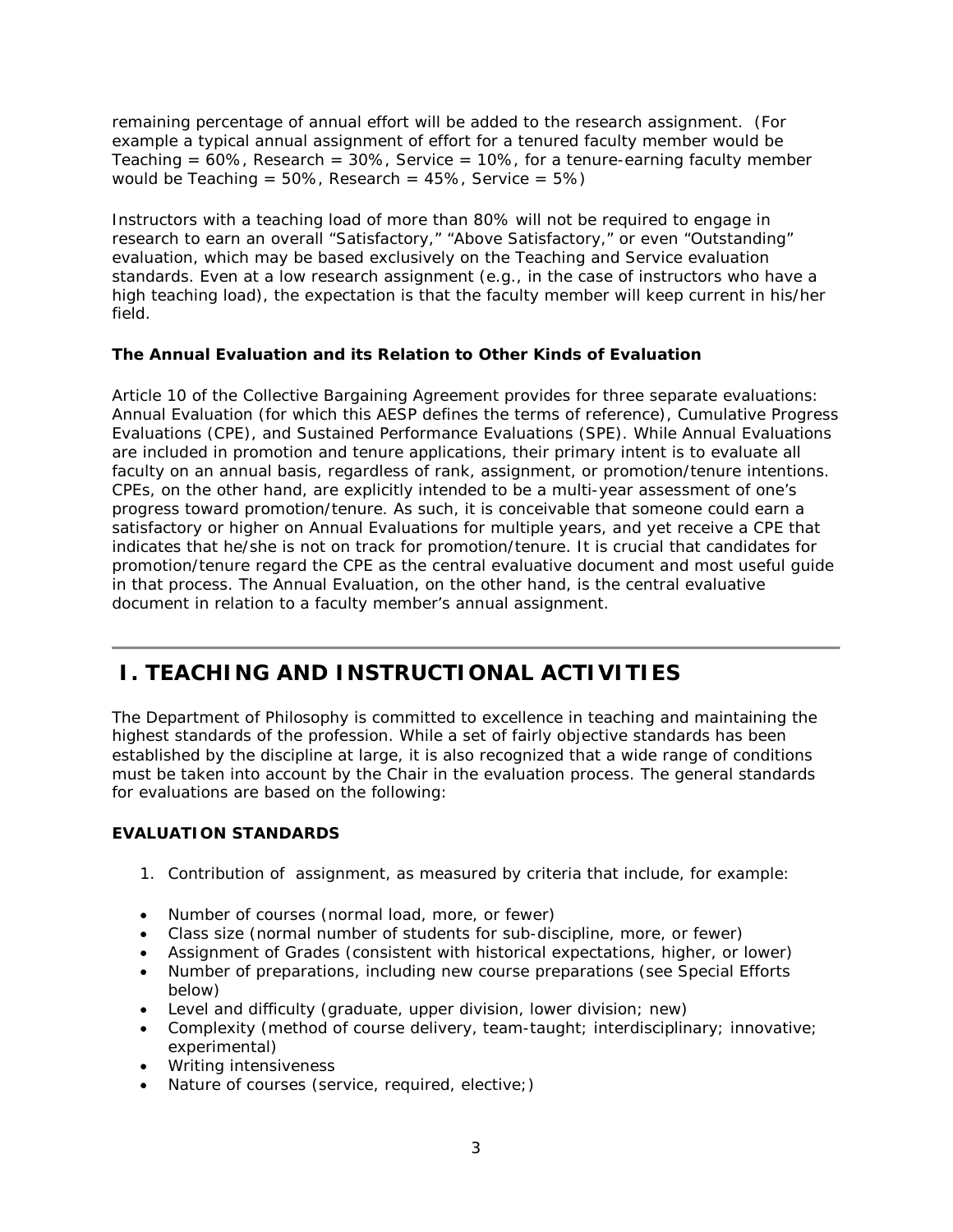remaining percentage of annual effort will be added to the research assignment. (For example a typical annual assignment of effort for a tenured faculty member would be Teaching = 60%, Research = 30%, Service = 10%, for a tenure-earning faculty member would be Teaching = 50%, Research = 45%, Service = 5%)

Instructors with a teaching load of more than 80% will not be required to engage in research to earn an overall "Satisfactory," "Above Satisfactory," or even "Outstanding" evaluation, which may be based exclusively on the Teaching and Service evaluation standards. Even at a low research assignment (e.g., in the case of instructors who have a high teaching load), the expectation is that the faculty member will keep current in his/her field.

**The Annual Evaluation and its Relation to Other Kinds of Evaluation**

Article 10 of the Collective Bargaining Agreement provides for three separate evaluations: Annual Evaluation (for which this AESP defines the terms of reference), Cumulative Progress Evaluations (CPE), and Sustained Performance Evaluations (SPE). While Annual Evaluations are included in promotion and tenure applications, their primary intent is to evaluate all faculty on an annual basis, regardless of rank, assignment, or promotion/tenure intentions. CPEs, on the other hand, are explicitly intended to be a multi-year assessment of one's progress toward promotion/tenure. As such, it is conceivable that someone could earn a satisfactory or higher on Annual Evaluations for multiple years, and yet receive a CPE that indicates that he/she is not on track for promotion/tenure. It is crucial that candidates for promotion/tenure regard the CPE as the central evaluative document and most useful guide in that process. The Annual Evaluation, on the other hand, is the central evaluative document in relation to a faculty member's annual assignment.

---

# I. TEACHING AND INSTRUCTIONAL ACTIVITIES

The Department of Philosophy is committed to excellence in teaching and maintaining the highest standards of the profession. While a set of fairly objective standards has been established by the discipline at large, it is also recognized that a wide range of conditions must be taken into account by the Chair in the evaluation process. The general standards for evaluations are based on the following:

**EVALUATION STANDARDS**

1. Contribution of assignment, as measured by criteria that include, for example:

- Number of courses (normal load, more, or fewer)
- Class size (normal number of students for sub-discipline, more, or fewer)
- Assignment of Grades (consistent with historical expectations, higher, or lower)
- Number of preparations, including new course preparations (see Special Efforts below)
- Level and difficulty (graduate, upper division, lower division; new)
- Complexity (method of course delivery, team-taught; interdisciplinary; innovative; experimental)
- Writing intensiveness
- Nature of courses (service, required, elective;)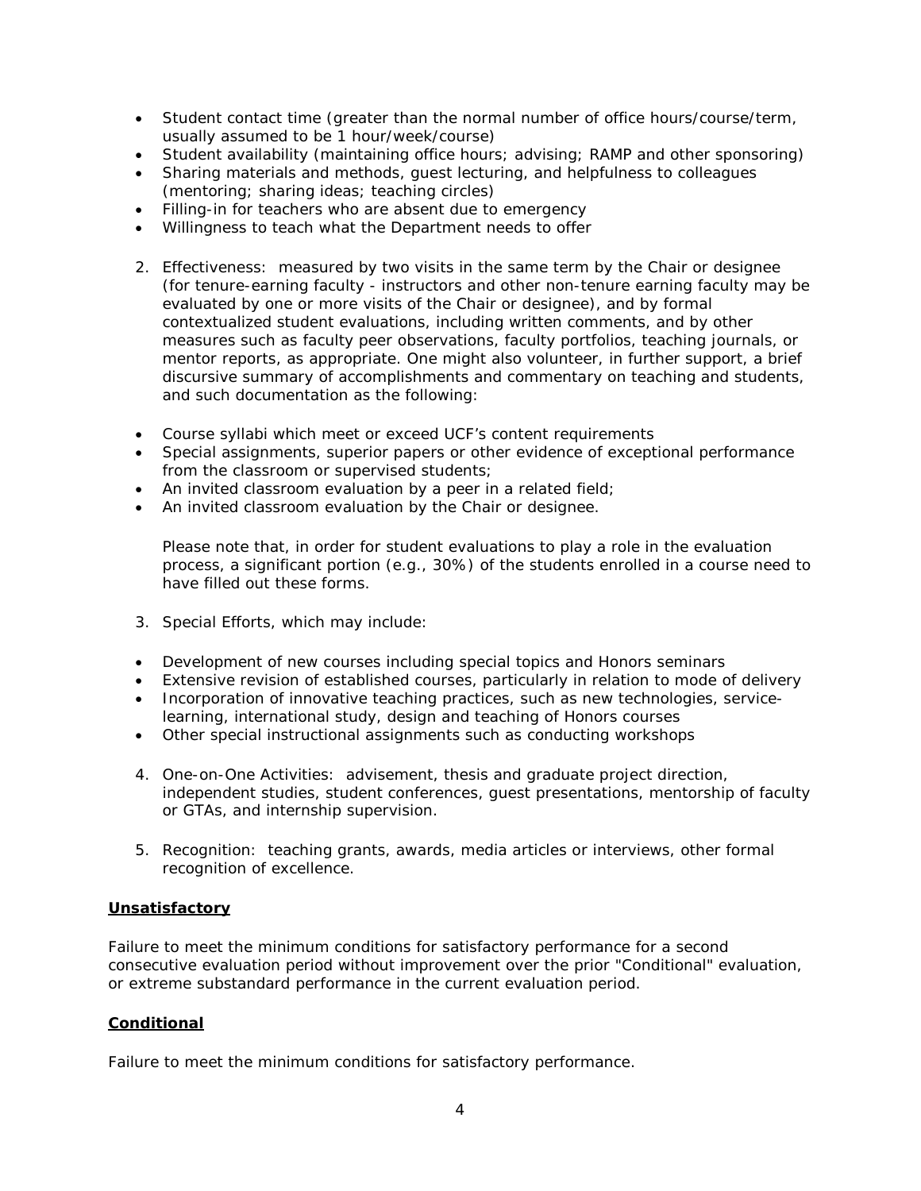- Student contact time (greater than the normal number of office hours/course/term, usually assumed to be 1 hour/week/course)
- Student availability (maintaining office hours; advising; RAMP and other sponsoring)
- Sharing materials and methods, guest lecturing, and helpfulness to colleagues (mentoring; sharing ideas; teaching circles)
- Filling-in for teachers who are absent due to emergency
- Willingness to teach what the Department needs to offer

2. Effectiveness: measured by two visits in the same term by the Chair or designee (for tenure-earning faculty - instructors and other non-tenure earning faculty may be evaluated by one or more visits of the Chair or designee), and by formal contextualized student evaluations, including written comments, and by other measures such as faculty peer observations, faculty portfolios, teaching journals, or mentor reports, as appropriate. One might also volunteer, in further support, a brief discursive summary of accomplishments and commentary on teaching and students, and such documentation as the following:

- Course syllabi which meet or exceed UCF's content requirements
- Special assignments, superior papers or other evidence of exceptional performance from the classroom or supervised students;
- An invited classroom evaluation by a peer in a related field;
- An invited classroom evaluation by the Chair or designee.

   Please note that, in order for student evaluations to play a role in the evaluation process, a significant portion (e.g., 30%) of the students enrolled in a course need to have filled out these forms.

3. Special Efforts, which may include:

- Development of new courses including special topics and Honors seminars
- Extensive revision of established courses, particularly in relation to mode of delivery
- Incorporation of innovative teaching practices, such as new technologies, service-learning, international study, design and teaching of Honors courses
- Other special instructional assignments such as conducting workshops

4. One-on-One Activities: advisement, thesis and graduate project direction, independent studies, student conferences, guest presentations, mentorship of faculty or GTAs, and internship supervision.

5. Recognition: teaching grants, awards, media articles or interviews, other formal recognition of excellence.

**Unsatisfactory**

Failure to meet the minimum conditions for satisfactory performance for a second consecutive evaluation period without improvement over the prior "Conditional" evaluation, or extreme substandard performance in the current evaluation period.

**Conditional**

Failure to meet the minimum conditions for satisfactory performance.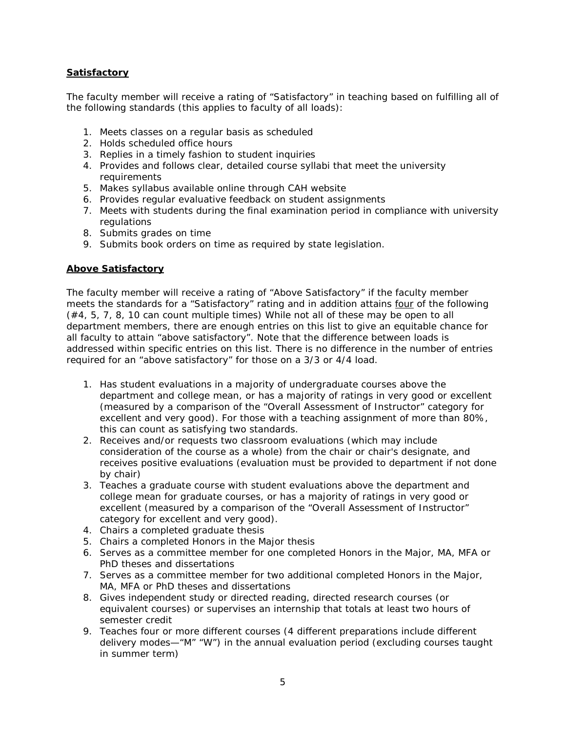## **Satisfactory**

The faculty member will receive a rating of "Satisfactory" in teaching based on fulfilling all of the following standards (this applies to faculty of all loads):

1. Meets classes on a regular basis as scheduled
2. Holds scheduled office hours
3. Replies in a timely fashion to student inquiries
4. Provides and follows clear, detailed course syllabi that meet the university requirements
5. Makes syllabus available online through CAH website
6. Provides regular evaluative feedback on student assignments
7. Meets with students during the final examination period in compliance with university regulations
8. Submits grades on time
9. Submits book orders on time as required by state legislation.

## **Above Satisfactory**

The faculty member will receive a rating of "Above Satisfactory" if the faculty member meets the standards for a "Satisfactory" rating and in addition attains four of the following (#4, 5, 7, 8, 10 can count multiple times) While not all of these may be open to all department members, there are enough entries on this list to give an equitable chance for all faculty to attain "above satisfactory". Note that the difference between loads is addressed within specific entries on this list. There is no difference in the number of entries required for an "above satisfactory" for those on a 3/3 or 4/4 load.

1. Has student evaluations in a majority of undergraduate courses above the department and college mean, or has a majority of ratings in very good or excellent (measured by a comparison of the "Overall Assessment of Instructor" category for excellent and very good). For those with a teaching assignment of more than 80%, this can count as satisfying two standards.
2. Receives and/or requests two classroom evaluations (which may include consideration of the course as a whole) from the chair or chair's designate, and receives positive evaluations (evaluation must be provided to department if not done by chair)
3. Teaches a graduate course with student evaluations above the department and college mean for graduate courses, or has a majority of ratings in very good or excellent (measured by a comparison of the "Overall Assessment of Instructor" category for excellent and very good).
4. Chairs a completed graduate thesis
5. Chairs a completed Honors in the Major thesis
6. Serves as a committee member for one completed Honors in the Major, MA, MFA or PhD theses and dissertations
7. Serves as a committee member for two additional completed Honors in the Major, MA, MFA or PhD theses and dissertations
8. Gives independent study or directed reading, directed research courses (or equivalent courses) or supervises an internship that totals at least two hours of semester credit
9. Teaches four or more different courses (4 different preparations include different delivery modes—"M" "W") in the annual evaluation period (excluding courses taught in summer term)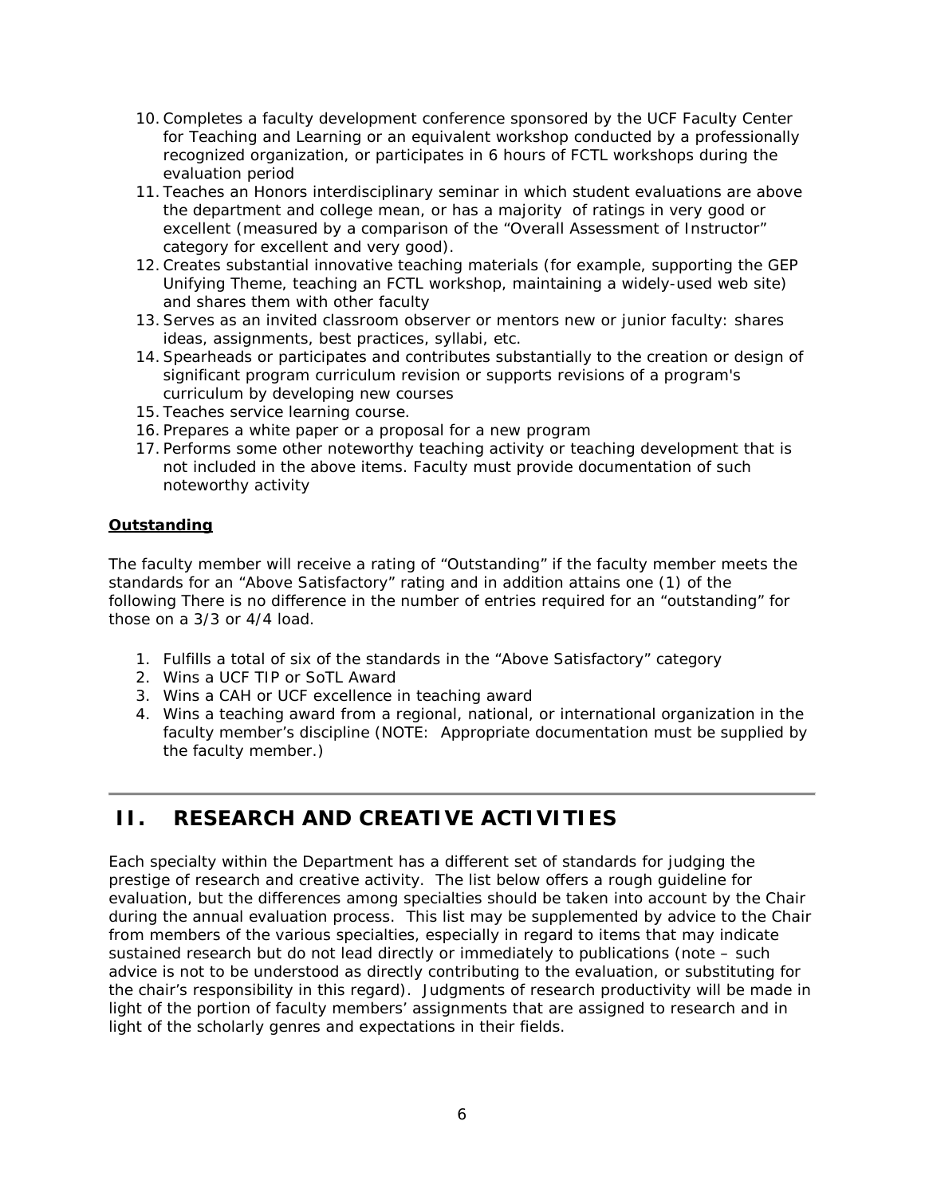10. Completes a faculty development conference sponsored by the UCF Faculty Center for Teaching and Learning or an equivalent workshop conducted by a professionally recognized organization, or participates in 6 hours of FCTL workshops during the evaluation period
11. Teaches an Honors interdisciplinary seminar in which student evaluations are above the department and college mean, or has a majority of ratings in very good or excellent (measured by a comparison of the "Overall Assessment of Instructor" category for excellent and very good).
12. Creates substantial innovative teaching materials (for example, supporting the GEP Unifying Theme, teaching an FCTL workshop, maintaining a widely-used web site) and shares them with other faculty
13. Serves as an invited classroom observer or mentors new or junior faculty: shares ideas, assignments, best practices, syllabi, etc.
14. Spearheads or participates and contributes substantially to the creation or design of significant program curriculum revision or supports revisions of a program's curriculum by developing new courses
15. Teaches service learning course.
16. Prepares a white paper or a proposal for a new program
17. Performs some other noteworthy teaching activity or teaching development that is not included in the above items. Faculty must provide documentation of such noteworthy activity

**Outstanding**

The faculty member will receive a rating of "Outstanding" if the faculty member meets the standards for an "Above Satisfactory" rating and in addition attains one (1) of the following There is no difference in the number of entries required for an "outstanding" for those on a 3/3 or 4/4 load.

1. Fulfills a total of six of the standards in the "Above Satisfactory" category
2. Wins a UCF TIP or SoTL Award
3. Wins a CAH or UCF excellence in teaching award
4. Wins a teaching award from a regional, national, or international organization in the faculty member's discipline (NOTE: Appropriate documentation must be supplied by the faculty member.)

## II. RESEARCH AND CREATIVE ACTIVITIES

Each specialty within the Department has a different set of standards for judging the prestige of research and creative activity. The list below offers a rough guideline for evaluation, but the differences among specialties should be taken into account by the Chair during the annual evaluation process. This list may be supplemented by advice to the Chair from members of the various specialties, especially in regard to items that may indicate sustained research but do not lead directly or immediately to publications (note – such advice is not to be understood as directly contributing to the evaluation, or substituting for the chair's responsibility in this regard). Judgments of research productivity will be made in light of the portion of faculty members' assignments that are assigned to research and in light of the scholarly genres and expectations in their fields.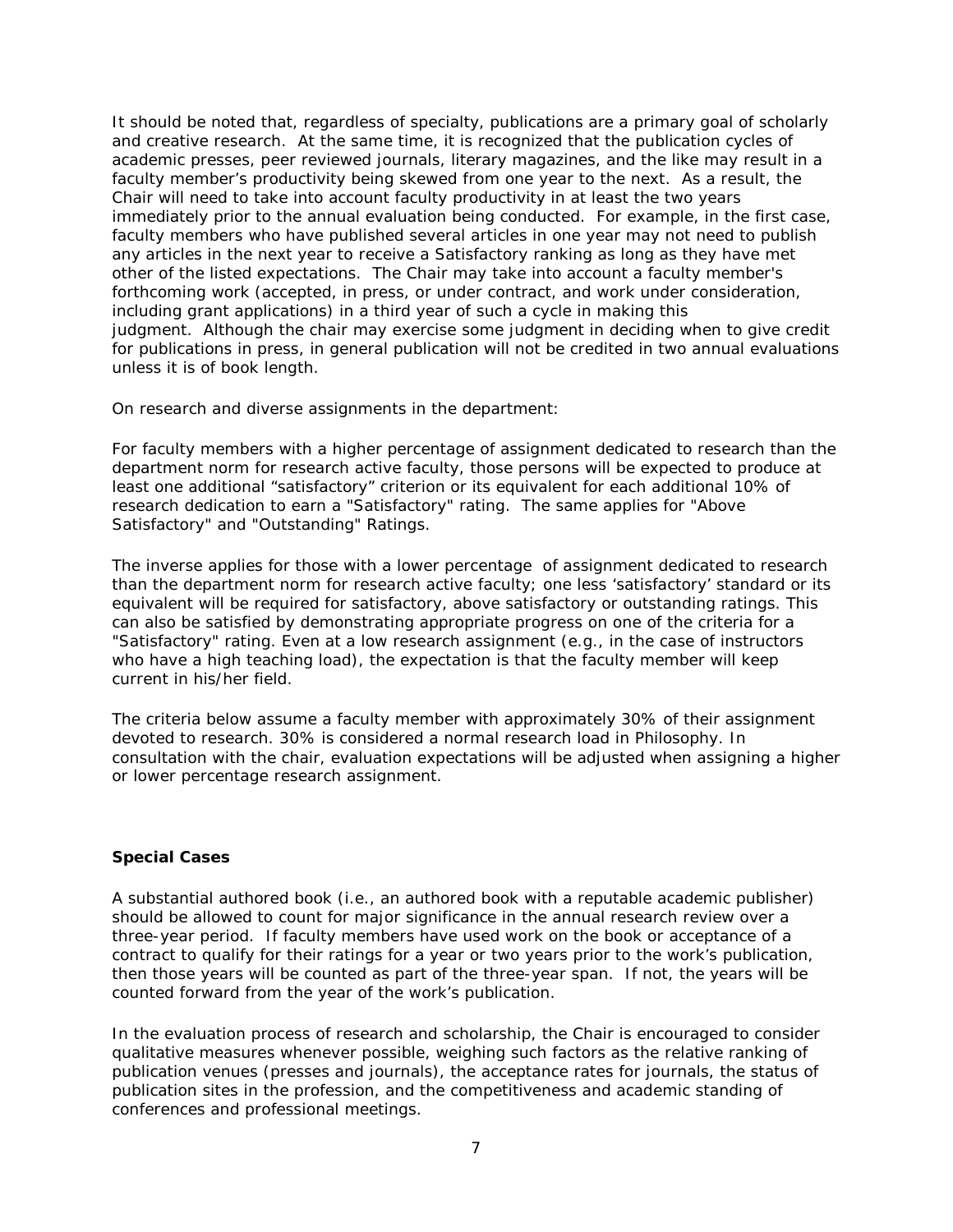It should be noted that, regardless of specialty, publications are a primary goal of scholarly and creative research. At the same time, it is recognized that the publication cycles of academic presses, peer reviewed journals, literary magazines, and the like may result in a faculty member's productivity being skewed from one year to the next. As a result, the Chair will need to take into account faculty productivity in at least the two years immediately prior to the annual evaluation being conducted. For example, in the first case, faculty members who have published several articles in one year may not need to publish any articles in the next year to receive a Satisfactory ranking as long as they have met other of the listed expectations. The Chair may take into account a faculty member's forthcoming work (accepted, in press, or under contract, and work under consideration, including grant applications) in a third year of such a cycle in making this judgment. Although the chair may exercise some judgment in deciding when to give credit for publications in press, in general publication will not be credited in two annual evaluations unless it is of book length.

On research and diverse assignments in the department:

For faculty members with a higher percentage of assignment dedicated to research than the department norm for research active faculty, those persons will be expected to produce at least one additional "satisfactory" criterion or its equivalent for each additional 10% of research dedication to earn a "Satisfactory" rating. The same applies for "Above Satisfactory" and "Outstanding" Ratings.

The inverse applies for those with a lower percentage of assignment dedicated to research than the department norm for research active faculty; one less 'satisfactory' standard or its equivalent will be required for satisfactory, above satisfactory or outstanding ratings. This can also be satisfied by demonstrating appropriate progress on one of the criteria for a "Satisfactory" rating. Even at a low research assignment (e.g., in the case of instructors who have a high teaching load), the expectation is that the faculty member will keep current in his/her field.

The criteria below assume a faculty member with approximately 30% of their assignment devoted to research. 30% is considered a normal research load in Philosophy. In consultation with the chair, evaluation expectations will be adjusted when assigning a higher or lower percentage research assignment.

**Special Cases**

A substantial authored book (i.e., an authored book with a reputable academic publisher) should be allowed to count for major significance in the annual research review over a three-year period. If faculty members have used work on the book or acceptance of a contract to qualify for their ratings for a year or two years prior to the work's publication, then those years will be counted as part of the three-year span. If not, the years will be counted forward from the year of the work's publication.

In the evaluation process of research and scholarship, the Chair is encouraged to consider qualitative measures whenever possible, weighing such factors as the relative ranking of publication venues (presses and journals), the acceptance rates for journals, the status of publication sites in the profession, and the competitiveness and academic standing of conferences and professional meetings.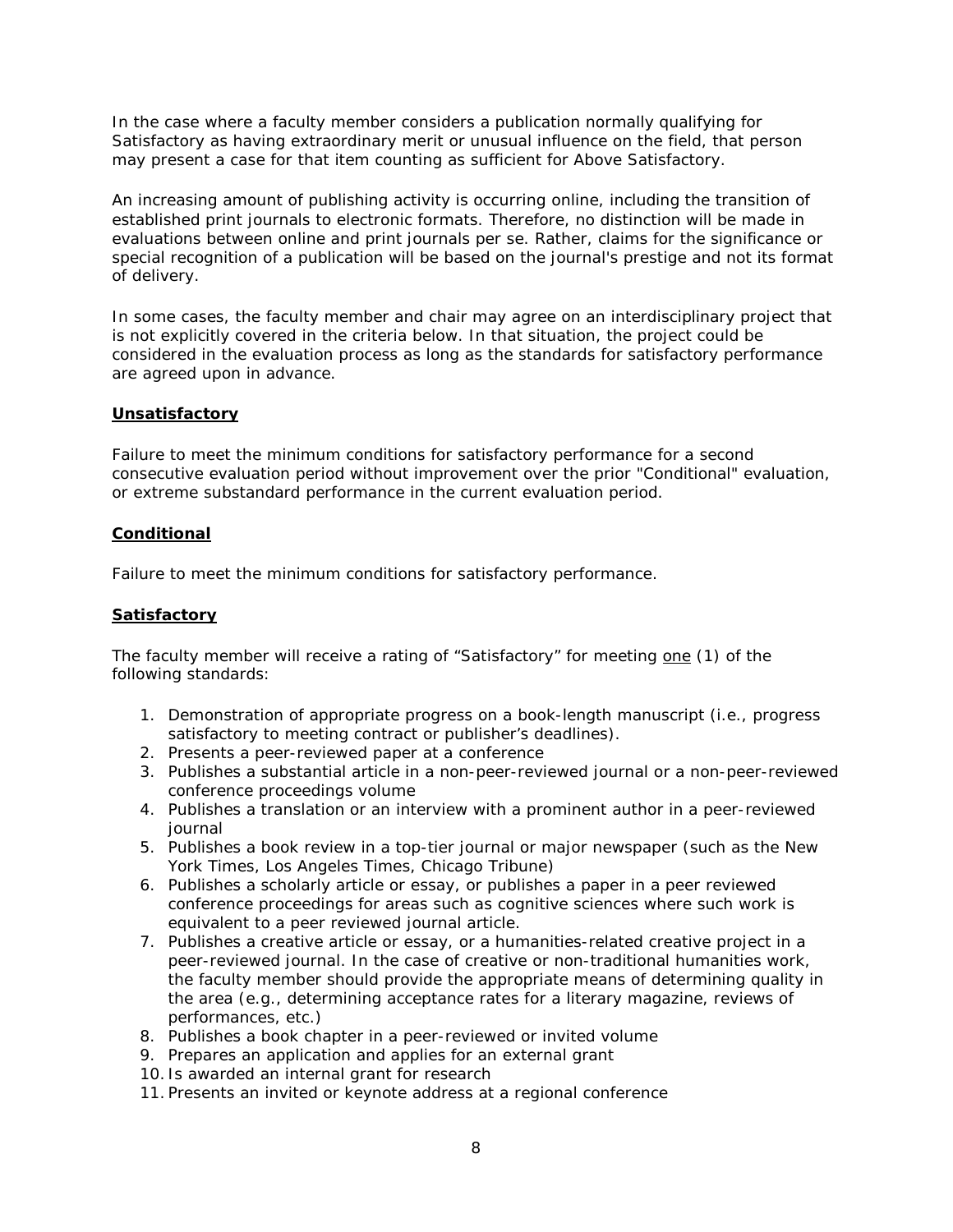In the case where a faculty member considers a publication normally qualifying for Satisfactory as having extraordinary merit or unusual influence on the field, that person may present a case for that item counting as sufficient for Above Satisfactory.

An increasing amount of publishing activity is occurring online, including the transition of established print journals to electronic formats. Therefore, no distinction will be made in evaluations between online and print journals per se. Rather, claims for the significance or special recognition of a publication will be based on the journal's prestige and not its format of delivery.

In some cases, the faculty member and chair may agree on an interdisciplinary project that is not explicitly covered in the criteria below. In that situation, the project could be considered in the evaluation process as long as the standards for satisfactory performance are agreed upon in advance.

**Unsatisfactory**

Failure to meet the minimum conditions for satisfactory performance for a second consecutive evaluation period without improvement over the prior "Conditional" evaluation, or extreme substandard performance in the current evaluation period.

**Conditional**

Failure to meet the minimum conditions for satisfactory performance.

**Satisfactory**

The faculty member will receive a rating of "Satisfactory" for meeting one (1) of the following standards:

1. Demonstration of appropriate progress on a book-length manuscript (i.e., progress satisfactory to meeting contract or publisher's deadlines).
2. Presents a peer-reviewed paper at a conference
3. Publishes a substantial article in a non-peer-reviewed journal or a non-peer-reviewed conference proceedings volume
4. Publishes a translation or an interview with a prominent author in a peer-reviewed journal
5. Publishes a book review in a top-tier journal or major newspaper (such as the New York Times, Los Angeles Times, Chicago Tribune)
6. Publishes a scholarly article or essay, or publishes a paper in a peer reviewed conference proceedings for areas such as cognitive sciences where such work is equivalent to a peer reviewed journal article.
7. Publishes a creative article or essay, or a humanities-related creative project in a peer-reviewed journal. In the case of creative or non-traditional humanities work, the faculty member should provide the appropriate means of determining quality in the area (e.g., determining acceptance rates for a literary magazine, reviews of performances, etc.)
8. Publishes a book chapter in a peer-reviewed or invited volume
9. Prepares an application and applies for an external grant
10. Is awarded an internal grant for research
11. Presents an invited or keynote address at a regional conference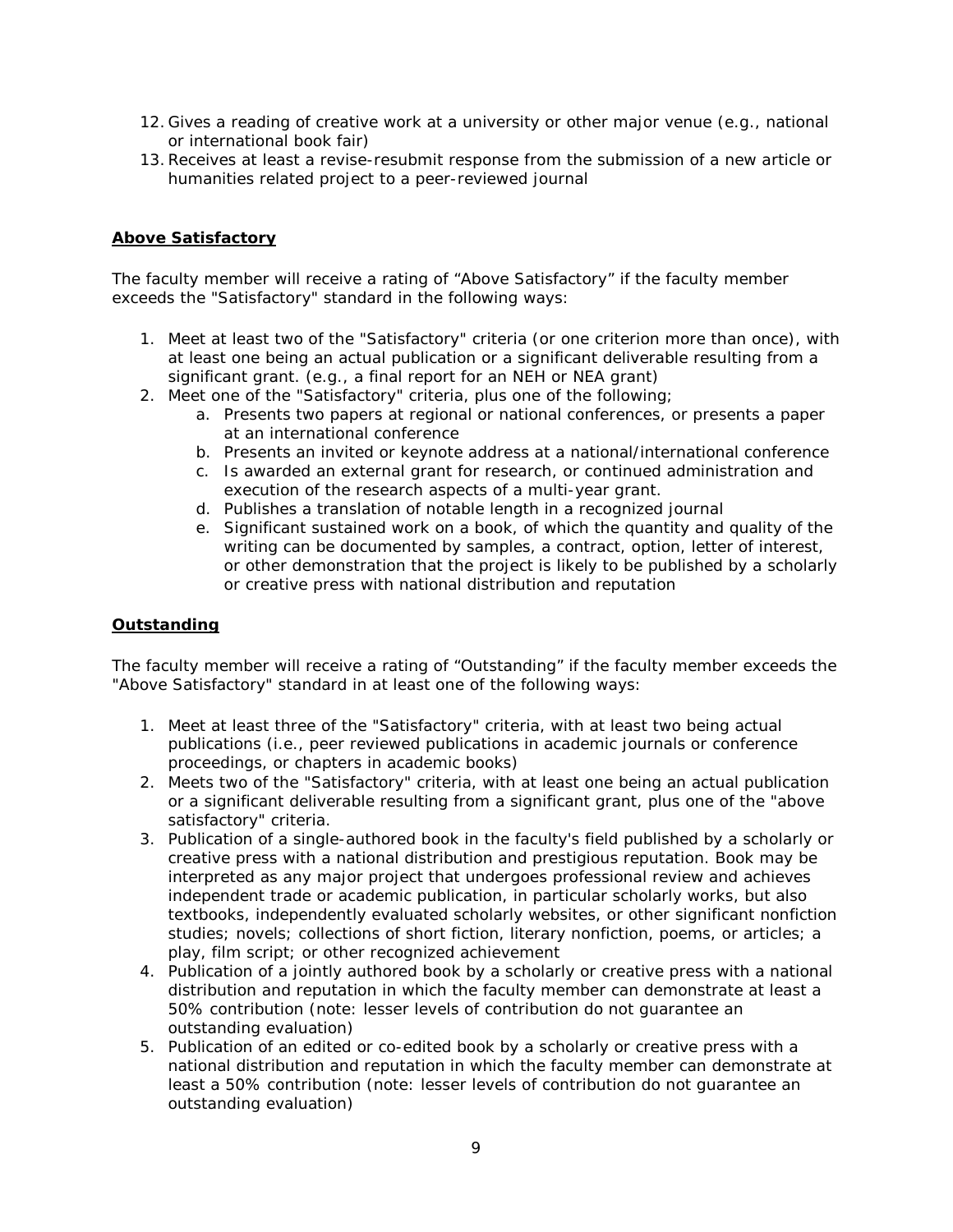12. Gives a reading of creative work at a university or other major venue (e.g., national or international book fair)
13. Receives at least a revise-resubmit response from the submission of a new article or humanities related project to a peer-reviewed journal

**Above Satisfactory**

The faculty member will receive a rating of "Above Satisfactory" if the faculty member exceeds the "Satisfactory" standard in the following ways:

1. Meet at least two of the "Satisfactory" criteria (or one criterion more than once), with at least one being an actual publication or a significant deliverable resulting from a significant grant. (e.g., a final report for an NEH or NEA grant)
2. Meet one of the "Satisfactory" criteria, plus one of the following;
    a. Presents two papers at regional or national conferences, or presents a paper at an international conference
    b. Presents an invited or keynote address at a national/international conference
    c. Is awarded an external grant for research, or continued administration and execution of the research aspects of a multi-year grant.
    d. Publishes a translation of notable length in a recognized journal
    e. Significant sustained work on a book, of which the quantity and quality of the writing can be documented by samples, a contract, option, letter of interest, or other demonstration that the project is likely to be published by a scholarly or creative press with national distribution and reputation

**Outstanding**

The faculty member will receive a rating of "Outstanding" if the faculty member exceeds the "Above Satisfactory" standard in at least one of the following ways:

1. Meet at least three of the "Satisfactory" criteria, with at least two being actual publications (i.e., peer reviewed publications in academic journals or conference proceedings, or chapters in academic books)
2. Meets two of the "Satisfactory" criteria, with at least one being an actual publication or a significant deliverable resulting from a significant grant, plus one of the "above satisfactory" criteria.
3. Publication of a single-authored book in the faculty's field published by a scholarly or creative press with a national distribution and prestigious reputation. Book may be interpreted as any major project that undergoes professional review and achieves independent trade or academic publication, in particular scholarly works, but also textbooks, independently evaluated scholarly websites, or other significant nonfiction studies; novels; collections of short fiction, literary nonfiction, poems, or articles; a play, film script; or other recognized achievement
4. Publication of a jointly authored book by a scholarly or creative press with a national distribution and reputation in which the faculty member can demonstrate at least a 50% contribution (note: lesser levels of contribution do not guarantee an outstanding evaluation)
5. Publication of an edited or co-edited book by a scholarly or creative press with a national distribution and reputation in which the faculty member can demonstrate at least a 50% contribution (note: lesser levels of contribution do not guarantee an outstanding evaluation)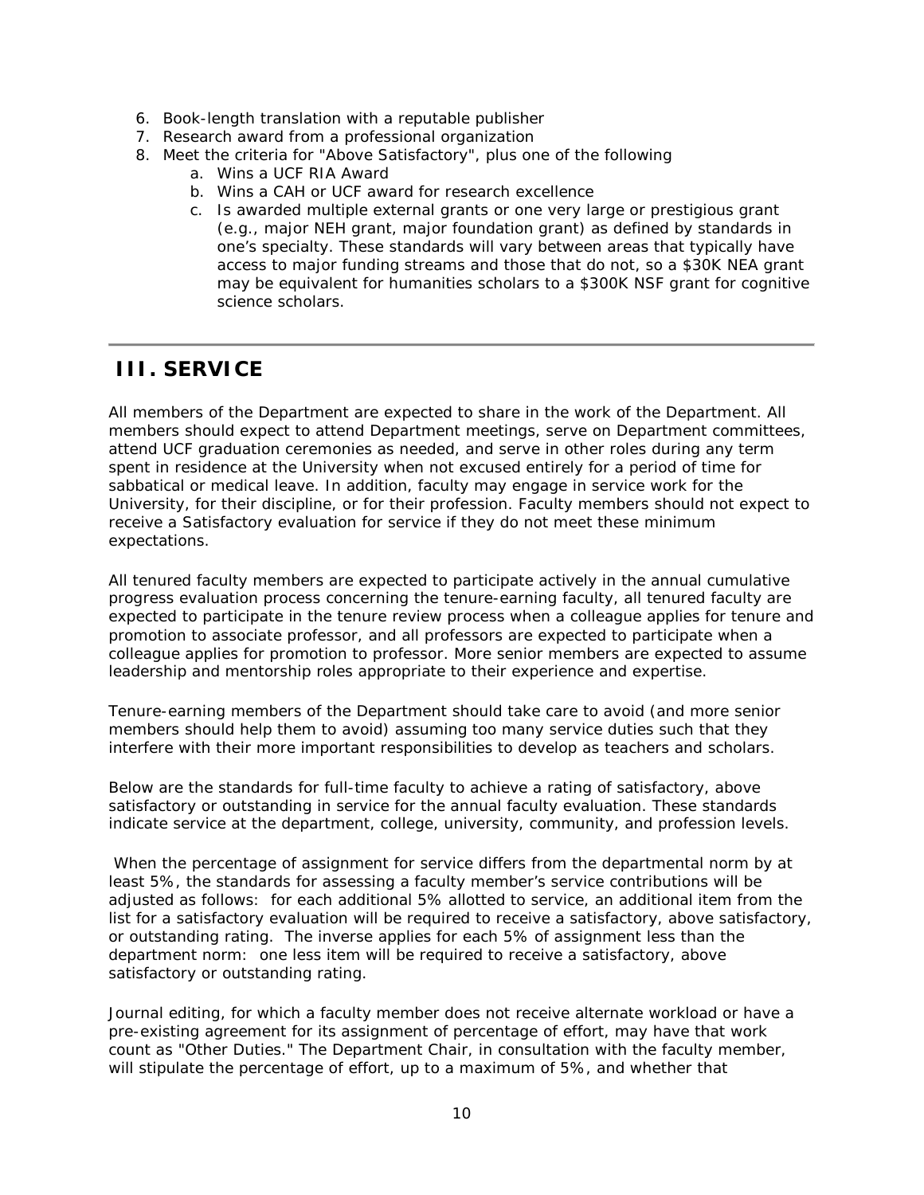6. Book-length translation with a reputable publisher
7. Research award from a professional organization
8. Meet the criteria for "Above Satisfactory", plus one of the following
    a. Wins a UCF RIA Award
    b. Wins a CAH or UCF award for research excellence
    c. Is awarded multiple external grants or one very large or prestigious grant (e.g., major NEH grant, major foundation grant) as defined by standards in one's specialty. These standards will vary between areas that typically have access to major funding streams and those that do not, so a $30K NEA grant may be equivalent for humanities scholars to a $300K NSF grant for cognitive science scholars.

---

## III. SERVICE

All members of the Department are expected to share in the work of the Department. All members should expect to attend Department meetings, serve on Department committees, attend UCF graduation ceremonies as needed, and serve in other roles during any term spent in residence at the University when not excused entirely for a period of time for sabbatical or medical leave. In addition, faculty may engage in service work for the University, for their discipline, or for their profession. Faculty members should not expect to receive a Satisfactory evaluation for service if they do not meet these minimum expectations.

All tenured faculty members are expected to participate actively in the annual cumulative progress evaluation process concerning the tenure-earning faculty, all tenured faculty are expected to participate in the tenure review process when a colleague applies for tenure and promotion to associate professor, and all professors are expected to participate when a colleague applies for promotion to professor. More senior members are expected to assume leadership and mentorship roles appropriate to their experience and expertise.

Tenure-earning members of the Department should take care to avoid (and more senior members should help them to avoid) assuming too many service duties such that they interfere with their more important responsibilities to develop as teachers and scholars.

Below are the standards for full-time faculty to achieve a rating of satisfactory, above satisfactory or outstanding in service for the annual faculty evaluation. These standards indicate service at the department, college, university, community, and profession levels.

When the percentage of assignment for service differs from the departmental norm by at least 5%, the standards for assessing a faculty member's service contributions will be adjusted as follows: for each additional 5% allotted to service, an additional item from the list for a satisfactory evaluation will be required to receive a satisfactory, above satisfactory, or outstanding rating. The inverse applies for each 5% of assignment less than the department norm: one less item will be required to receive a satisfactory, above satisfactory or outstanding rating.

Journal editing, for which a faculty member does not receive alternate workload or have a pre-existing agreement for its assignment of percentage of effort, may have that work count as "Other Duties." The Department Chair, in consultation with the faculty member, will stipulate the percentage of effort, up to a maximum of 5%, and whether that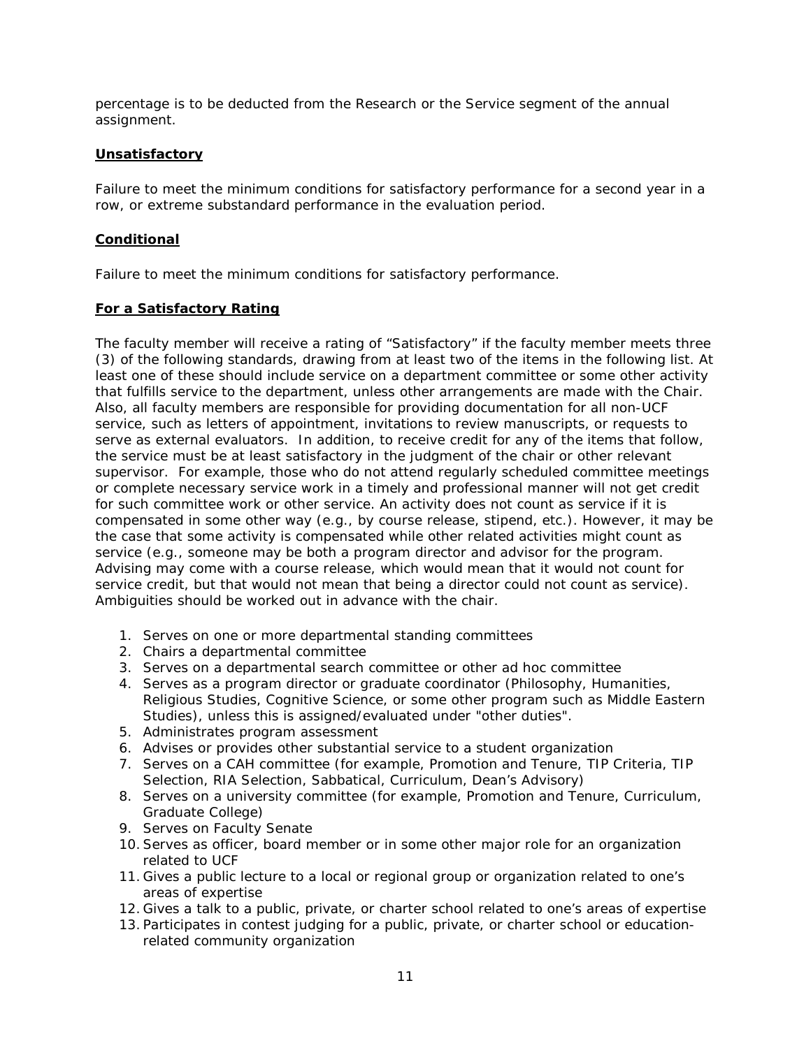percentage is to be deducted from the Research or the Service segment of the annual assignment.

**Unsatisfactory**

Failure to meet the minimum conditions for satisfactory performance for a second year in a row, or extreme substandard performance in the evaluation period.

**Conditional**

Failure to meet the minimum conditions for satisfactory performance.

**For a Satisfactory Rating**

The faculty member will receive a rating of "Satisfactory" if the faculty member meets three (3) of the following standards, drawing from at least two of the items in the following list. At least one of these should include service on a department committee or some other activity that fulfills service to the department, unless other arrangements are made with the Chair. Also, all faculty members are responsible for providing documentation for all non-UCF service, such as letters of appointment, invitations to review manuscripts, or requests to serve as external evaluators. In addition, to receive credit for any of the items that follow, the service must be at least satisfactory in the judgment of the chair or other relevant supervisor. For example, those who do not attend regularly scheduled committee meetings or complete necessary service work in a timely and professional manner will not get credit for such committee work or other service. An activity does not count as service if it is compensated in some other way (e.g., by course release, stipend, etc.). However, it may be the case that some activity is compensated while other related activities might count as service (e.g., someone may be both a program director and advisor for the program. Advising may come with a course release, which would mean that it would not count for service credit, but that would not mean that being a director could not count as service). Ambiguities should be worked out in advance with the chair.

1. Serves on one or more departmental standing committees
2. Chairs a departmental committee
3. Serves on a departmental search committee or other ad hoc committee
4. Serves as a program director or graduate coordinator (Philosophy, Humanities, Religious Studies, Cognitive Science, or some other program such as Middle Eastern Studies), unless this is assigned/evaluated under "other duties".
5. Administrates program assessment
6. Advises or provides other substantial service to a student organization
7. Serves on a CAH committee (for example, Promotion and Tenure, TIP Criteria, TIP Selection, RIA Selection, Sabbatical, Curriculum, Dean's Advisory)
8. Serves on a university committee (for example, Promotion and Tenure, Curriculum, Graduate College)
9. Serves on Faculty Senate
10. Serves as officer, board member or in some other major role for an organization related to UCF
11. Gives a public lecture to a local or regional group or organization related to one's areas of expertise
12. Gives a talk to a public, private, or charter school related to one's areas of expertise
13. Participates in contest judging for a public, private, or charter school or education-related community organization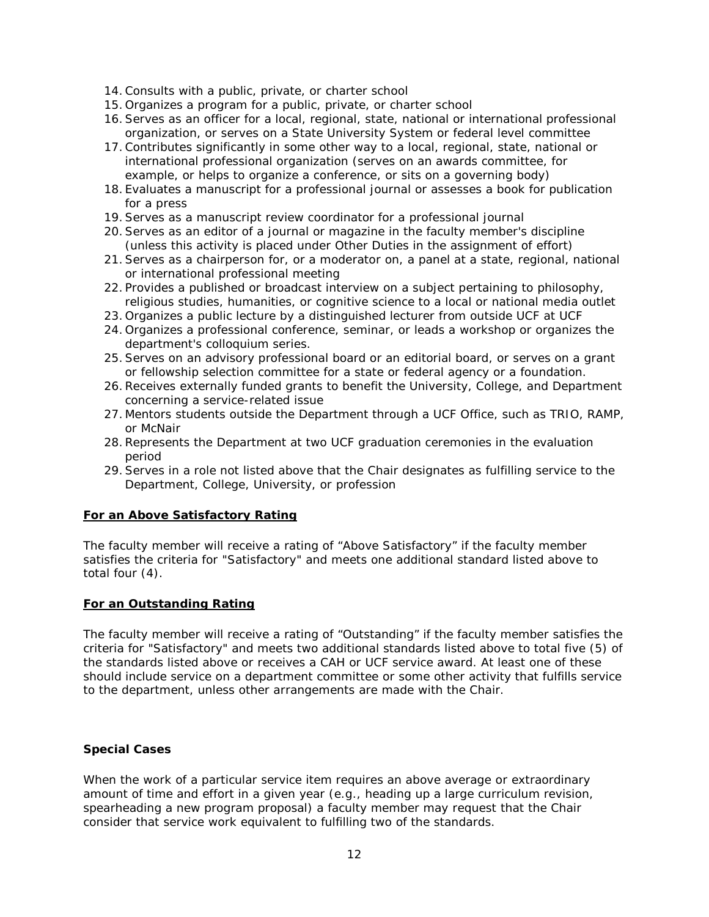14. Consults with a public, private, or charter school
15. Organizes a program for a public, private, or charter school
16. Serves as an officer for a local, regional, state, national or international professional organization, or serves on a State University System or federal level committee
17. Contributes significantly in some other way to a local, regional, state, national or international professional organization (serves on an awards committee, for example, or helps to organize a conference, or sits on a governing body)
18. Evaluates a manuscript for a professional journal or assesses a book for publication for a press
19. Serves as a manuscript review coordinator for a professional journal
20. Serves as an editor of a journal or magazine in the faculty member's discipline (unless this activity is placed under Other Duties in the assignment of effort)
21. Serves as a chairperson for, or a moderator on, a panel at a state, regional, national or international professional meeting
22. Provides a published or broadcast interview on a subject pertaining to philosophy, religious studies, humanities, or cognitive science to a local or national media outlet
23. Organizes a public lecture by a distinguished lecturer from outside UCF at UCF
24. Organizes a professional conference, seminar, or leads a workshop or organizes the department's colloquium series.
25. Serves on an advisory professional board or an editorial board, or serves on a grant or fellowship selection committee for a state or federal agency or a foundation.
26. Receives externally funded grants to benefit the University, College, and Department concerning a service-related issue
27. Mentors students outside the Department through a UCF Office, such as TRIO, RAMP, or McNair
28. Represents the Department at two UCF graduation ceremonies in the evaluation period
29. Serves in a role not listed above that the Chair designates as fulfilling service to the Department, College, University, or profession

**For an Above Satisfactory Rating**

The faculty member will receive a rating of “Above Satisfactory” if the faculty member satisfies the criteria for "Satisfactory" and meets one additional standard listed above to total four (4).

**For an Outstanding Rating**

The faculty member will receive a rating of “Outstanding” if the faculty member satisfies the criteria for "Satisfactory" and meets two additional standards listed above to total five (5) of the standards listed above or receives a CAH or UCF service award. At least one of these should include service on a department committee or some other activity that fulfills service to the department, unless other arrangements are made with the Chair.

**Special Cases**

When the work of a particular service item requires an above average or extraordinary amount of time and effort in a given year (e.g., heading up a large curriculum revision, spearheading a new program proposal) a faculty member may request that the Chair consider that service work equivalent to fulfilling two of the standards.